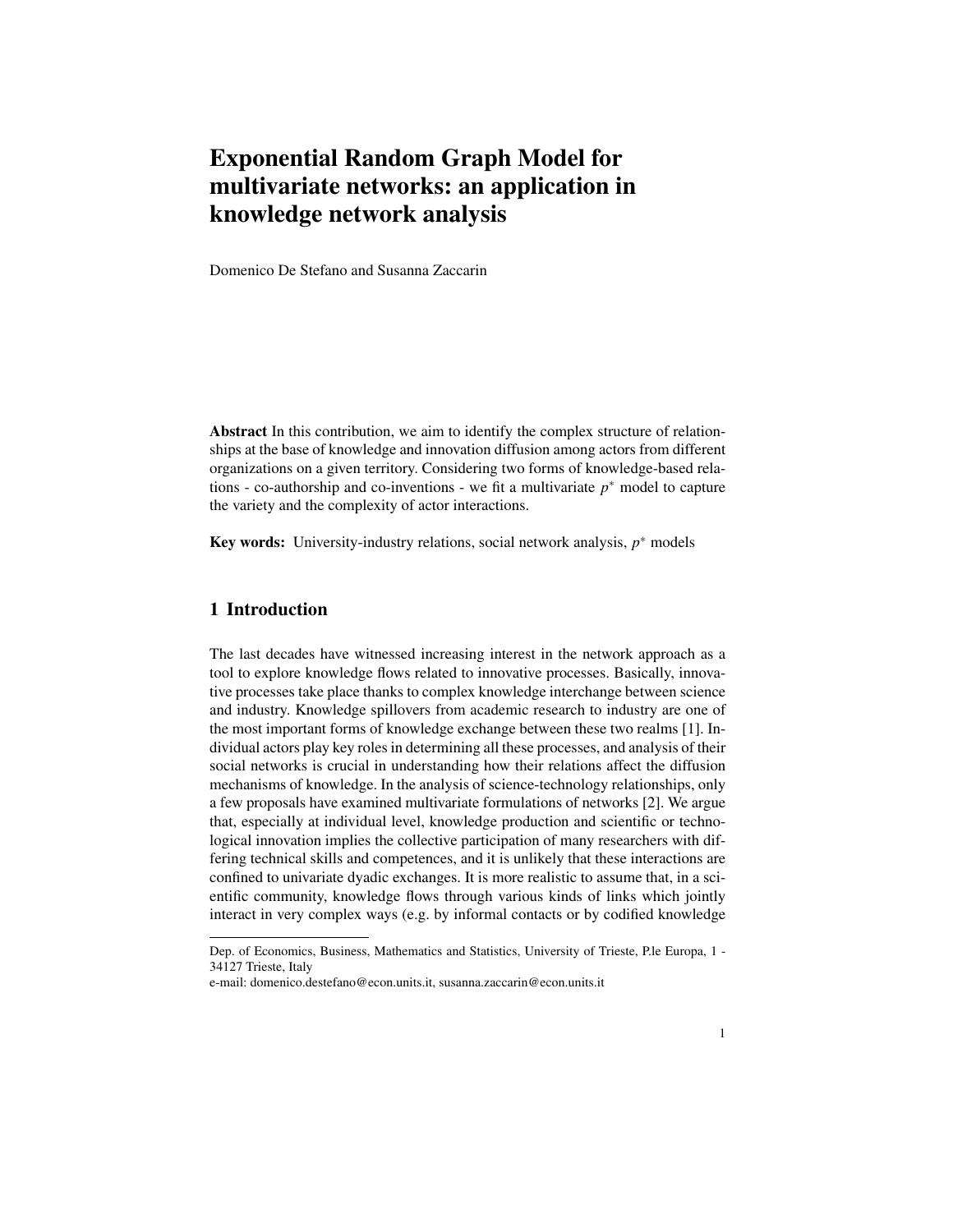# Exponential Random Graph Model for multivariate networks: an application in knowledge network analysis

Domenico De Stefano and Susanna Zaccarin

**Abstract** In this contribution, we aim to identify the complex structure of relationships at the base of knowledge and innovation diffusion among actors from different organizations on a given territory. Considering two forms of knowledge-based relations - co-authorship and co-inventions - we fit a multivariate $p^*$ model to capture the variety and the complexity of actor interactions.

**Key words:** University-industry relations, social network analysis, $p^*$ models

## 1 Introduction

The last decades have witnessed increasing interest in the network approach as a tool to explore knowledge flows related to innovative processes. Basically, innovative processes take place thanks to complex knowledge interchange between science and industry. Knowledge spillovers from academic research to industry are one of the most important forms of knowledge exchange between these two realms [1]. Individual actors play key roles in determining all these processes, and analysis of their social networks is crucial in understanding how their relations affect the diffusion mechanisms of knowledge. In the analysis of science-technology relationships, only a few proposals have examined multivariate formulations of networks [2]. We argue that, especially at individual level, knowledge production and scientific or technological innovation implies the collective participation of many researchers with differing technical skills and competences, and it is unlikely that these interactions are confined to univariate dyadic exchanges. It is more realistic to assume that, in a scientific community, knowledge flows through various kinds of links which jointly interact in very complex ways (e.g. by informal contacts or by codified knowledge

---

Dep. of Economics, Business, Mathematics and Statistics, University of Trieste, P.le Europa, 1 - 34127 Trieste, Italy
e-mail: domenico.destefano@econ.units.it, susanna.zaccarin@econ.units.it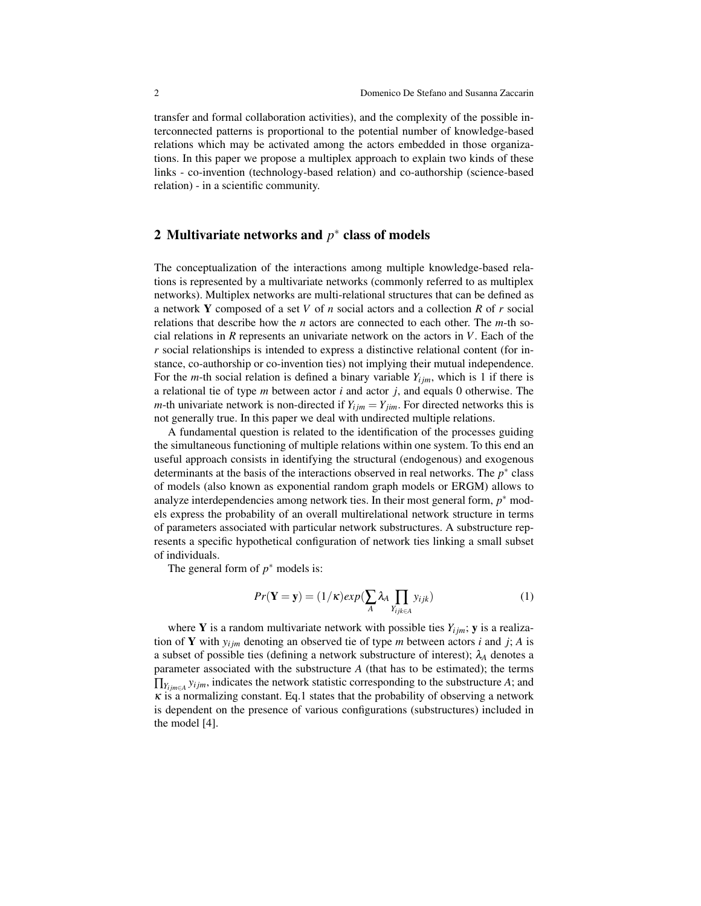transfer and formal collaboration activities), and the complexity of the possible interconnected patterns is proportional to the potential number of knowledge-based relations which may be activated among the actors embedded in those organizations. In this paper we propose a multiplex approach to explain two kinds of these links - co-invention (technology-based relation) and co-authorship (science-based relation) - in a scientific community.

## 2 Multivariate networks and $p^*$ class of models

The conceptualization of the interactions among multiple knowledge-based relations is represented by a multivariate networks (commonly referred to as multiplex networks). Multiplex networks are multi-relational structures that can be defined as a network $\mathbf{Y}$ composed of a set $V$ of $n$ social actors and a collection $R$ of $r$ social relations that describe how the $n$ actors are connected to each other. The $m$-th social relations in $R$ represents an univariate network on the actors in $V$. Each of the $r$ social relationships is intended to express a distinctive relational content (for instance, co-authorship or co-invention ties) not implying their mutual independence. For the $m$-th social relation is defined a binary variable $Y_{ijm}$, which is 1 if there is a relational tie of type $m$ between actor $i$ and actor $j$, and equals 0 otherwise. The $m$-th univariate network is non-directed if $Y_{ijm} = Y_{jim}$. For directed networks this is not generally true. In this paper we deal with undirected multiple relations.

A fundamental question is related to the identification of the processes guiding the simultaneous functioning of multiple relations within one system. To this end an useful approach consists in identifying the structural (endogenous) and exogenous determinants at the basis of the interactions observed in real networks. The $p^*$ class of models (also known as exponential random graph models or ERGM) allows to analyze interdependencies among network ties. In their most general form, $p^*$ models express the probability of an overall multirelational network structure in terms of parameters associated with particular network substructures. A substructure represents a specific hypothetical configuration of network ties linking a small subset of individuals.

The general form of $p^*$ models is:

$$Pr(\mathbf{Y} = \mathbf{y}) = (1/\kappa) exp(\sum_{A} \lambda_A \prod_{Y_{ijk \in A}} y_{ijk}) \tag{1}$$

where $\mathbf{Y}$ is a random multivariate network with possible ties $Y_{ijm}$; $\mathbf{y}$ is a realization of $\mathbf{Y}$ with $y_{ijm}$ denoting an observed tie of type $m$ between actors $i$ and $j$; $A$ is a subset of possible ties (defining a network substructure of interest); $\lambda_A$ denotes a parameter associated with the substructure $A$ (that has to be estimated); the terms $\prod_{Y_{ijm \in A}} y_{ijm}$, indicates the network statistic corresponding to the substructure $A$; and $\kappa$ is a normalizing constant. Eq.1 states that the probability of observing a network is dependent on the presence of various configurations (substructures) included in the model [4].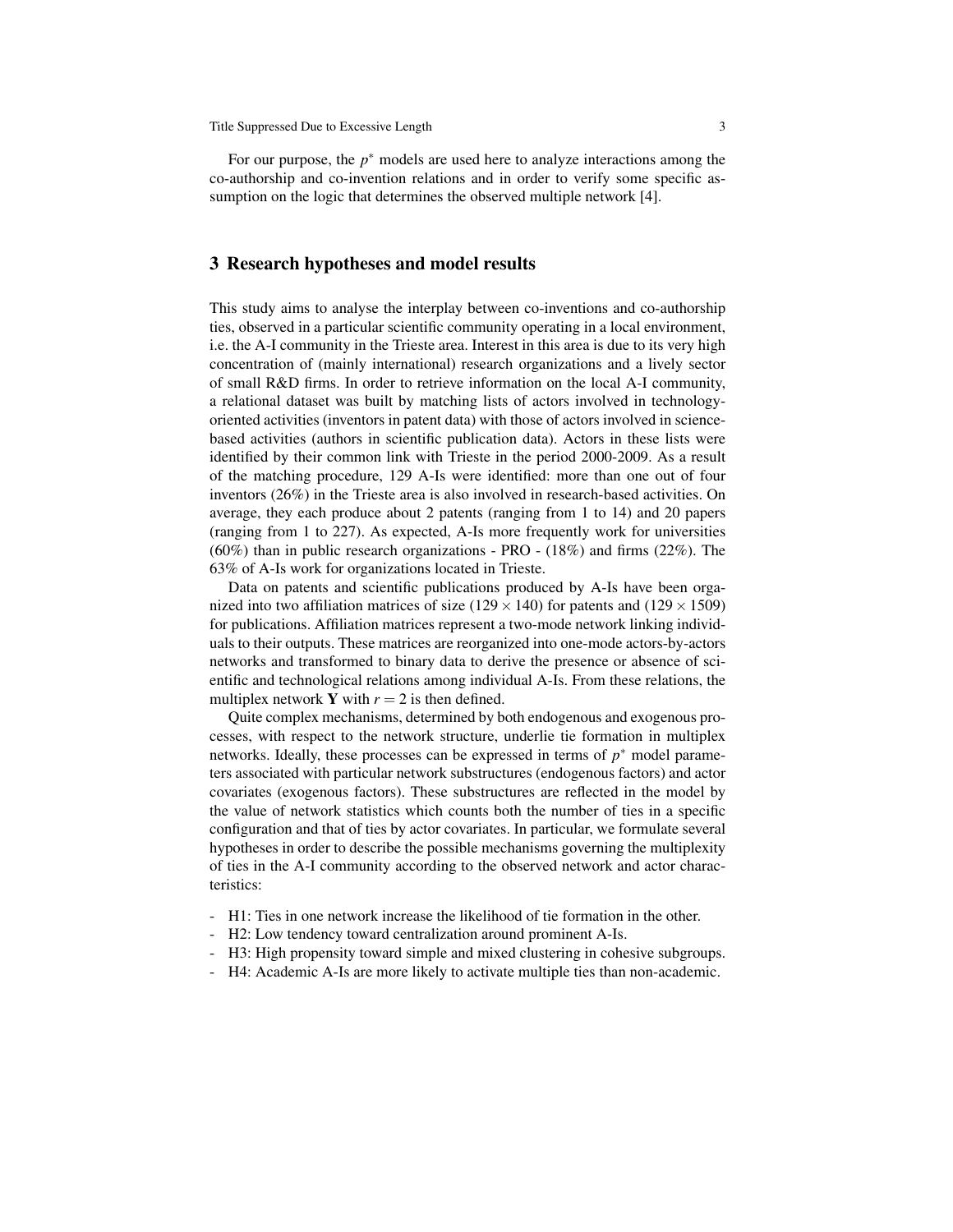For our purpose, the $p^*$ models are used here to analyze interactions among the co-authorship and co-invention relations and in order to verify some specific assumption on the logic that determines the observed multiple network [4].

## 3 Research hypotheses and model results

This study aims to analyse the interplay between co-inventions and co-authorship ties, observed in a particular scientific community operating in a local environment, i.e. the A-I community in the Trieste area. Interest in this area is due to its very high concentration of (mainly international) research organizations and a lively sector of small R&D firms. In order to retrieve information on the local A-I community, a relational dataset was built by matching lists of actors involved in technology-oriented activities (inventors in patent data) with those of actors involved in science-based activities (authors in scientific publication data). Actors in these lists were identified by their common link with Trieste in the period 2000-2009. As a result of the matching procedure, 129 A-Is were identified: more than one out of four inventors (26%) in the Trieste area is also involved in research-based activities. On average, they each produce about 2 patents (ranging from 1 to 14) and 20 papers (ranging from 1 to 227). As expected, A-Is more frequently work for universities (60%) than in public research organizations - PRO - (18%) and firms (22%). The 63% of A-Is work for organizations located in Trieste.

Data on patents and scientific publications produced by A-Is have been organized into two affiliation matrices of size $(129 \times 140)$ for patents and $(129 \times 1509)$ for publications. Affiliation matrices represent a two-mode network linking individuals to their outputs. These matrices are reorganized into one-mode actors-by-actors networks and transformed to binary data to derive the presence or absence of scientific and technological relations among individual A-Is. From these relations, the multiplex network $\mathbf{Y}$ with $r = 2$ is then defined.

Quite complex mechanisms, determined by both endogenous and exogenous processes, with respect to the network structure, underlie tie formation in multiplex networks. Ideally, these processes can be expressed in terms of $p^*$ model parameters associated with particular network substructures (endogenous factors) and actor covariates (exogenous factors). These substructures are reflected in the model by the value of network statistics which counts both the number of ties in a specific configuration and that of ties by actor covariates. In particular, we formulate several hypotheses in order to describe the possible mechanisms governing the multiplexity of ties in the A-I community according to the observed network and actor characteristics:

- H1: Ties in one network increase the likelihood of tie formation in the other.
- H2: Low tendency toward centralization around prominent A-Is.
- H3: High propensity toward simple and mixed clustering in cohesive subgroups.
- H4: Academic A-Is are more likely to activate multiple ties than non-academic.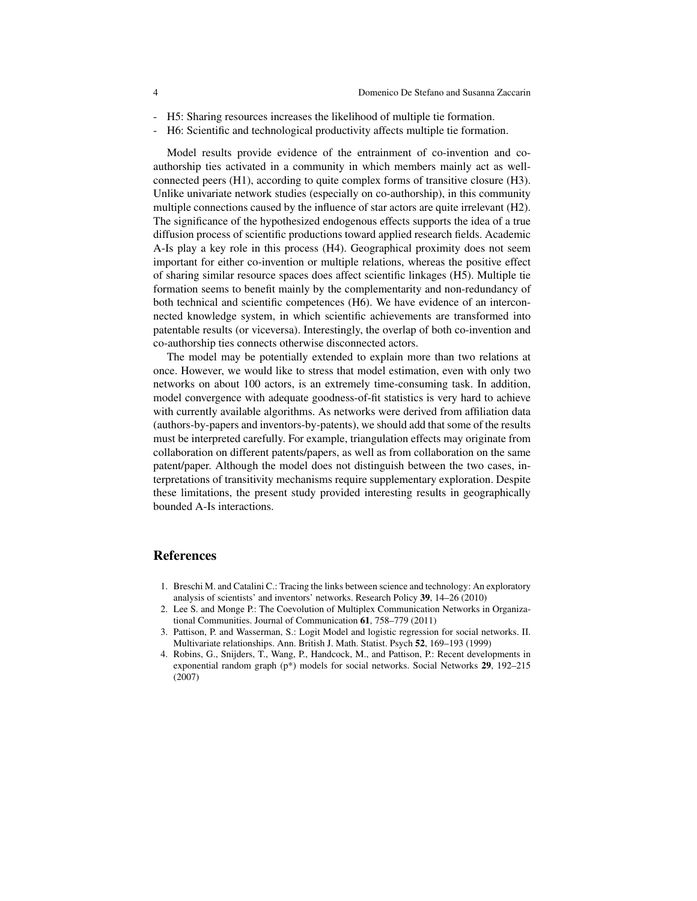- H5: Sharing resources increases the likelihood of multiple tie formation.
- H6: Scientific and technological productivity affects multiple tie formation.

Model results provide evidence of the entrainment of co-invention and co-authorship ties activated in a community in which members mainly act as well-connected peers (H1), according to quite complex forms of transitive closure (H3). Unlike univariate network studies (especially on co-authorship), in this community multiple connections caused by the influence of star actors are quite irrelevant (H2). The significance of the hypothesized endogenous effects supports the idea of a true diffusion process of scientific productions toward applied research fields. Academic A-Is play a key role in this process (H4). Geographical proximity does not seem important for either co-invention or multiple relations, whereas the positive effect of sharing similar resource spaces does affect scientific linkages (H5). Multiple tie formation seems to benefit mainly by the complementarity and non-redundancy of both technical and scientific competences (H6). We have evidence of an interconnected knowledge system, in which scientific achievements are transformed into patentable results (or viceversa). Interestingly, the overlap of both co-invention and co-authorship ties connects otherwise disconnected actors.

The model may be potentially extended to explain more than two relations at once. However, we would like to stress that model estimation, even with only two networks on about 100 actors, is an extremely time-consuming task. In addition, model convergence with adequate goodness-of-fit statistics is very hard to achieve with currently available algorithms. As networks were derived from affiliation data (authors-by-papers and inventors-by-patents), we should add that some of the results must be interpreted carefully. For example, triangulation effects may originate from collaboration on different patents/papers, as well as from collaboration on the same patent/paper. Although the model does not distinguish between the two cases, interpretations of transitivity mechanisms require supplementary exploration. Despite these limitations, the present study provided interesting results in geographically bounded A-Is interactions.

## References

1. Breschi M. and Catalini C.: Tracing the links between science and technology: An exploratory analysis of scientists' and inventors' networks. Research Policy **39**, 14–26 (2010)
2. Lee S. and Monge P.: The Coevolution of Multiplex Communication Networks in Organizational Communities. Journal of Communication **61**, 758–779 (2011)
3. Pattison, P. and Wasserman, S.: Logit Model and logistic regression for social networks. II. Multivariate relationships. Ann. British J. Math. Statist. Psych **52**, 169–193 (1999)
4. Robins, G., Snijders, T., Wang, P., Handcock, M., and Pattison, P.: Recent developments in exponential random graph (p*) models for social networks. Social Networks **29**, 192–215 (2007)